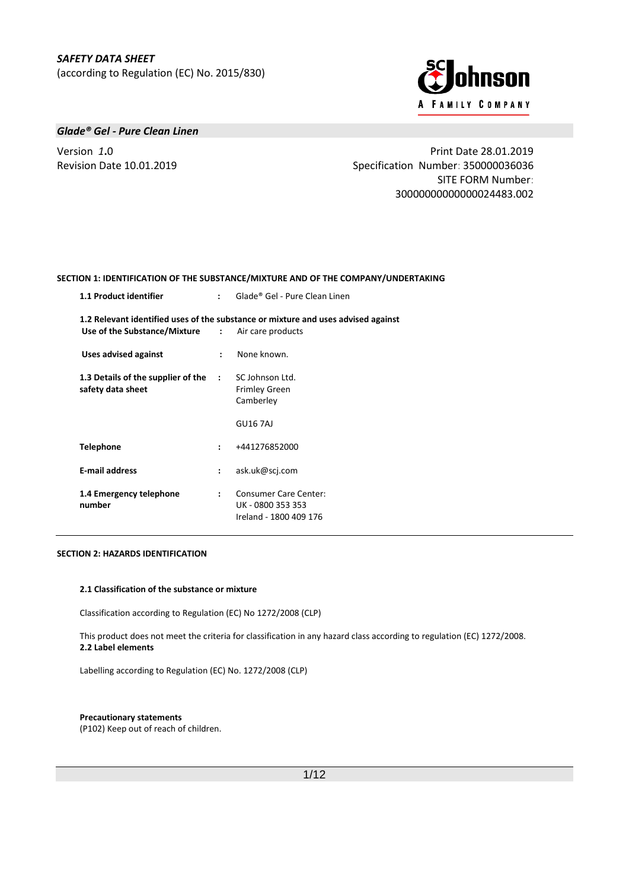*SAFETY DATA SHEET*
(according to Regulation (EC) No. 2015/830)

***Glade® Gel - Pure Clean Linen***

Version *1*.0
Revision Date 10.01.2019

Print Date 28.01.2019
Specification Number: 350000036036
SITE FORM Number: 300000000000000024483.002

**SECTION 1: IDENTIFICATION OF THE SUBSTANCE/MIXTURE AND OF THE COMPANY/UNDERTAKING**

**1.1 Product identifier** : Glade® Gel - Pure Clean Linen

**1.2 Relevant identified uses of the substance or mixture and uses advised against**

**Use of the Substance/Mixture** : Air care products

**Uses advised against** : None known.

**1.3 Details of the supplier of the safety data sheet** : SC Johnson Ltd.
Frimley Green
Camberley

GU16 7AJ

**Telephone** : +441276852000

**E-mail address** : ask.uk@scj.com

**1.4 Emergency telephone number** : Consumer Care Center:
UK - 0800 353 353
Ireland - 1800 409 176

**SECTION 2: HAZARDS IDENTIFICATION**

**2.1 Classification of the substance or mixture**

Classification according to Regulation (EC) No 1272/2008 (CLP)

This product does not meet the criteria for classification in any hazard class according to regulation (EC) 1272/2008.

**2.2 Label elements**

Labelling according to Regulation (EC) No. 1272/2008 (CLP)

**Precautionary statements**
(P102) Keep out of reach of children.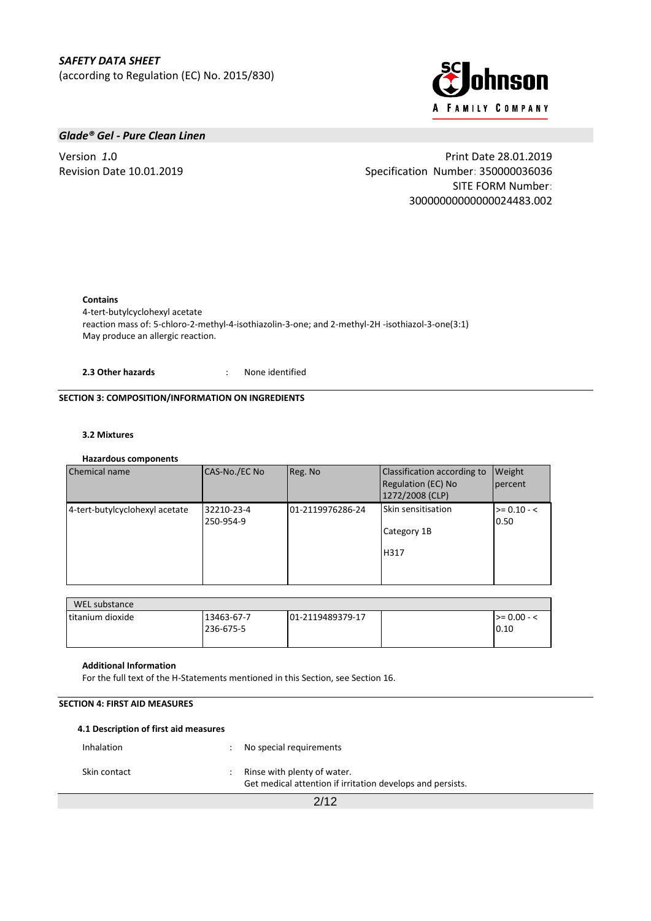**Contains**

4-tert-butylcyclohexyl acetate

reaction mass of: 5-chloro-2-methyl-4-isothiazolin-3-one; and 2-methyl-2H -isothiazol-3-one(3:1)

May produce an allergic reaction.

**2.3 Other hazards** : None identified

## SECTION 3: COMPOSITION/INFORMATION ON INGREDIENTS

### 3.2 Mixtures

**Hazardous components**

| Chemical name | CAS-No./EC No | Reg. No | Classification according to Regulation (EC) No 1272/2008 (CLP) | Weight percent |
|---|---|---|---|---|
| 4-tert-butylcyclohexyl acetate | 32210-23-4<br>250-954-9 | 01-2119976286-24 | Skin sensitisation<br>Category 1B<br>H317 | >= 0.10 - < 0.50 |

| WEL substance | | | | |
|---|---|---|---|---|
| titanium dioxide | 13463-67-7<br>236-675-5 | 01-2119489379-17 | | >= 0.00 - < 0.10 |

**Additional Information**

For the full text of the H-Statements mentioned in this Section, see Section 16.

## SECTION 4: FIRST AID MEASURES

### 4.1 Description of first aid measures

Inhalation : No special requirements

Skin contact : Rinse with plenty of water.
Get medical attention if irritation develops and persists.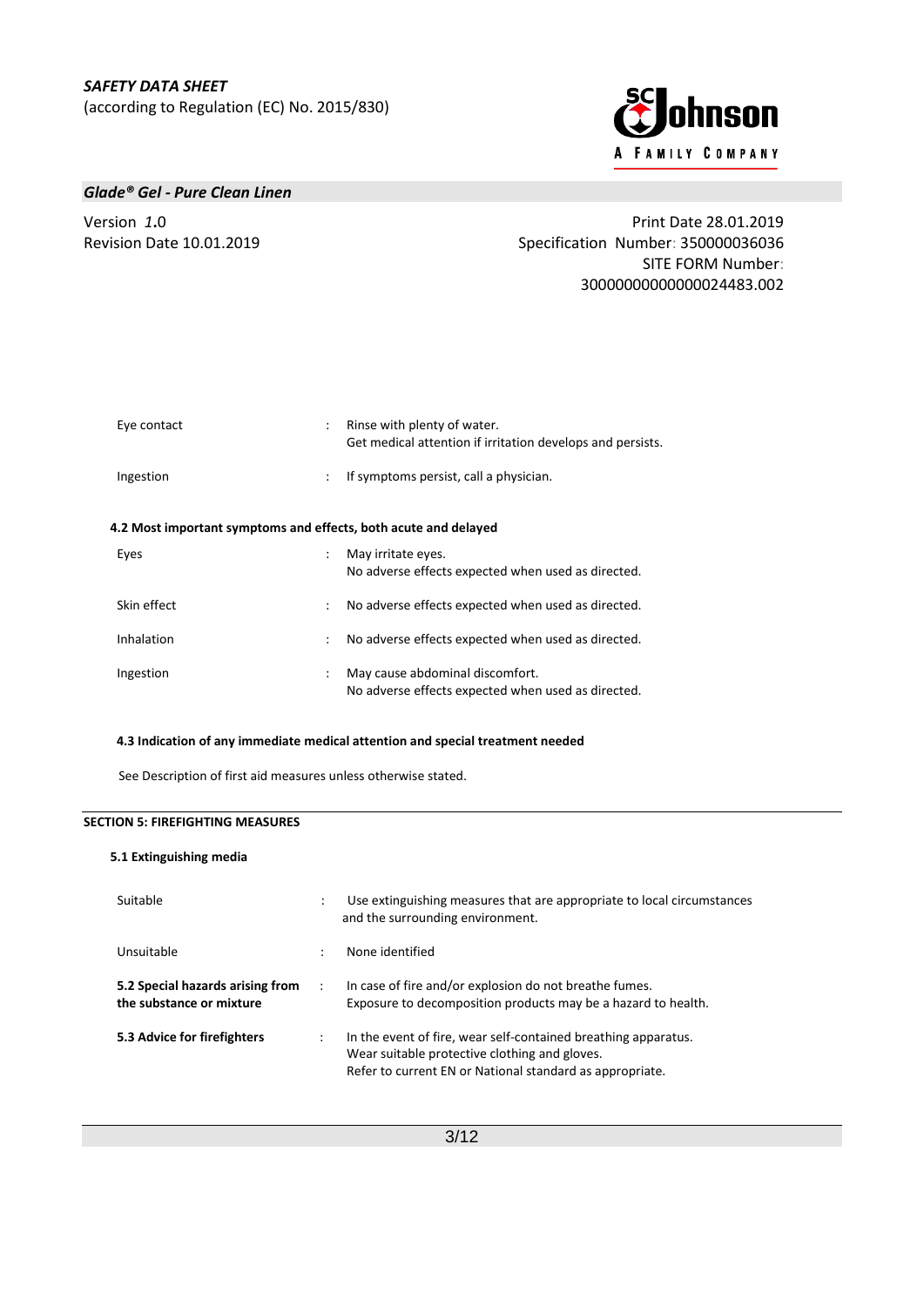| | | |
|---|---|---|
| Eye contact | : | Rinse with plenty of water.<br>Get medical attention if irritation develops and persists. |
| Ingestion | : | If symptoms persist, call a physician. |

**4.2 Most important symptoms and effects, both acute and delayed**

| | | |
|---|---|---|
| Eyes | : | May irritate eyes.<br>No adverse effects expected when used as directed. |
| Skin effect | : | No adverse effects expected when used as directed. |
| Inhalation | : | No adverse effects expected when used as directed. |
| Ingestion | : | May cause abdominal discomfort.<br>No adverse effects expected when used as directed. |

**4.3 Indication of any immediate medical attention and special treatment needed**

See Description of first aid measures unless otherwise stated.

## SECTION 5: FIREFIGHTING MEASURES

**5.1 Extinguishing media**

| | | |
|---|---|---|
| Suitable | : | Use extinguishing measures that are appropriate to local circumstances and the surrounding environment. |
| Unsuitable | : | None identified |
| **5.2 Special hazards arising from the substance or mixture** | : | In case of fire and/or explosion do not breathe fumes.<br>Exposure to decomposition products may be a hazard to health. |
| **5.3 Advice for firefighters** | : | In the event of fire, wear self-contained breathing apparatus.<br>Wear suitable protective clothing and gloves.<br>Refer to current EN or National standard as appropriate. |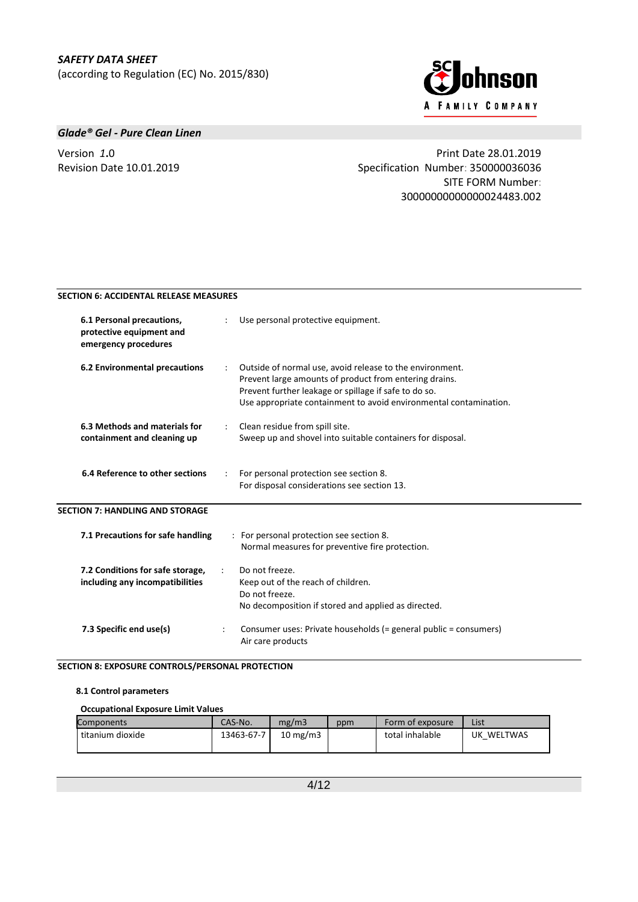## SECTION 6: ACCIDENTAL RELEASE MEASURES

**6.1 Personal precautions, protective equipment and emergency procedures** : Use personal protective equipment.

**6.2 Environmental precautions** : Outside of normal use, avoid release to the environment.
Prevent large amounts of product from entering drains.
Prevent further leakage or spillage if safe to do so.
Use appropriate containment to avoid environmental contamination.

**6.3 Methods and materials for containment and cleaning up** : Clean residue from spill site.
Sweep up and shovel into suitable containers for disposal.

**6.4 Reference to other sections** : For personal protection see section 8.
For disposal considerations see section 13.

## SECTION 7: HANDLING AND STORAGE

**7.1 Precautions for safe handling** : For personal protection see section 8.
Normal measures for preventive fire protection.

**7.2 Conditions for safe storage, including any incompatibilities** : Do not freeze.
Keep out of the reach of children.
Do not freeze.
No decomposition if stored and applied as directed.

**7.3 Specific end use(s)** : Consumer uses: Private households (= general public = consumers)
Air care products

## SECTION 8: EXPOSURE CONTROLS/PERSONAL PROTECTION

### 8.1 Control parameters

**Occupational Exposure Limit Values**

| Components | CAS-No. | mg/m3 | ppm | Form of exposure | List |
|---|---|---|---|---|---|
| titanium dioxide | 13463-67-7 | 10 mg/m3 | | total inhalable | UK_WELTWAS |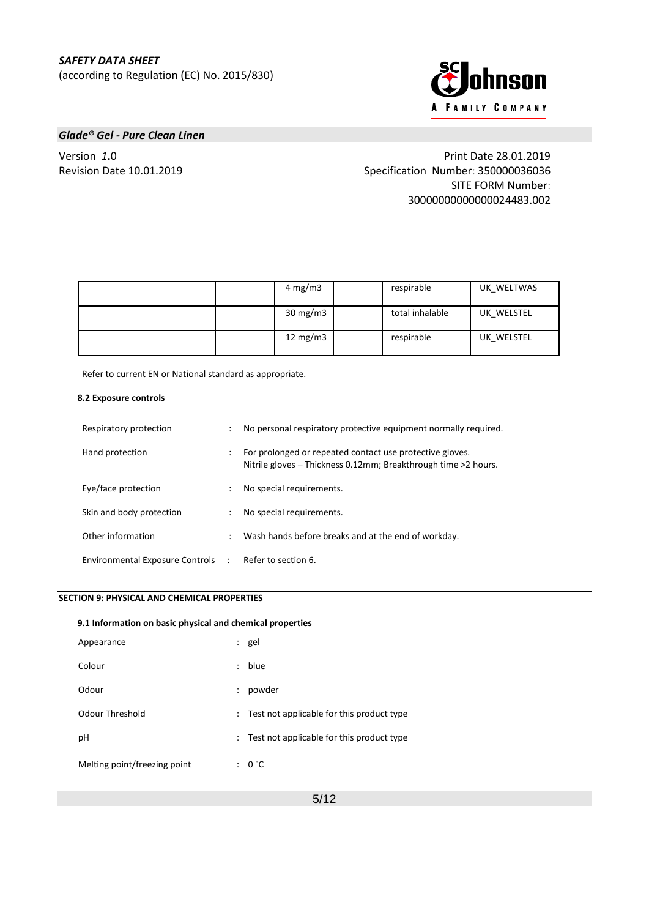| | | | | | |
|---|---|---|---|---|---|
| | | 4 mg/m3 | | respirable | UK_WELTWAS |
| | | 30 mg/m3 | | total inhalable | UK_WELSTEL |
| | | 12 mg/m3 | | respirable | UK_WELSTEL |

Refer to current EN or National standard as appropriate.

**8.2 Exposure controls**

Respiratory protection : No personal respiratory protective equipment normally required.

Hand protection : For prolonged or repeated contact use protective gloves.
Nitrile gloves – Thickness 0.12mm; Breakthrough time >2 hours.

Eye/face protection : No special requirements.

Skin and body protection : No special requirements.

Other information : Wash hands before breaks and at the end of workday.

Environmental Exposure Controls : Refer to section 6.

## SECTION 9: PHYSICAL AND CHEMICAL PROPERTIES

**9.1 Information on basic physical and chemical properties**

Appearance : gel

Colour : blue

Odour : powder

Odour Threshold : Test not applicable for this product type

pH : Test not applicable for this product type

Melting point/freezing point : 0 °C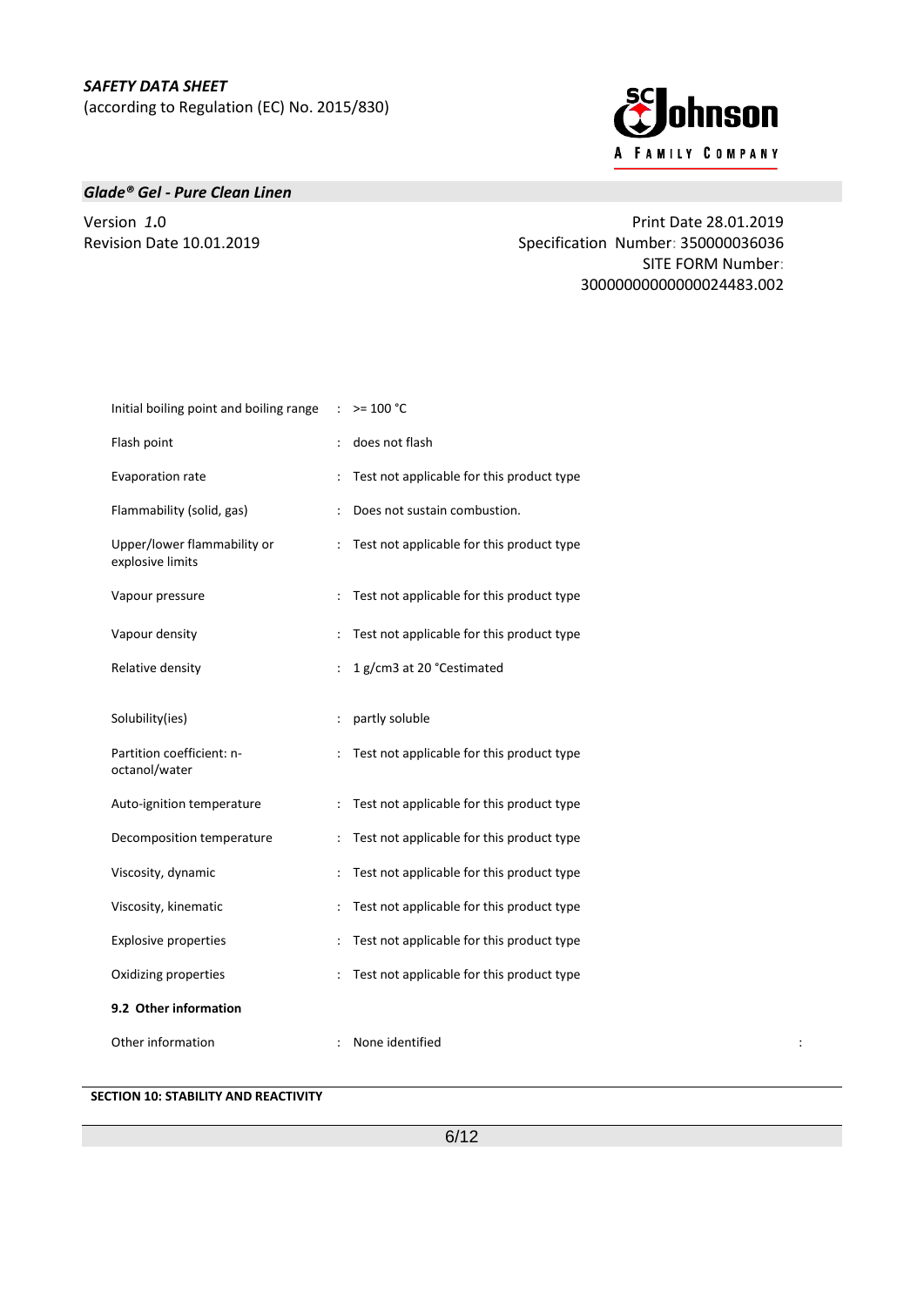| | | |
|---|---|---|
| Initial boiling point and boiling range | : | >= 100 °C |
| Flash point | : | does not flash |
| Evaporation rate | : | Test not applicable for this product type |
| Flammability (solid, gas) | : | Does not sustain combustion. |
| Upper/lower flammability or explosive limits | : | Test not applicable for this product type |
| Vapour pressure | : | Test not applicable for this product type |
| Vapour density | : | Test not applicable for this product type |
| Relative density | : | 1 g/cm3 at 20 °Cestimated |
| Solubility(ies) | : | partly soluble |
| Partition coefficient: n-octanol/water | : | Test not applicable for this product type |
| Auto-ignition temperature | : | Test not applicable for this product type |
| Decomposition temperature | : | Test not applicable for this product type |
| Viscosity, dynamic | : | Test not applicable for this product type |
| Viscosity, kinematic | : | Test not applicable for this product type |
| Explosive properties | : | Test not applicable for this product type |
| Oxidizing properties | : | Test not applicable for this product type |

**9.2 Other information**

| | | |
|---|---|---|
| Other information | : | None identified |

**SECTION 10: STABILITY AND REACTIVITY**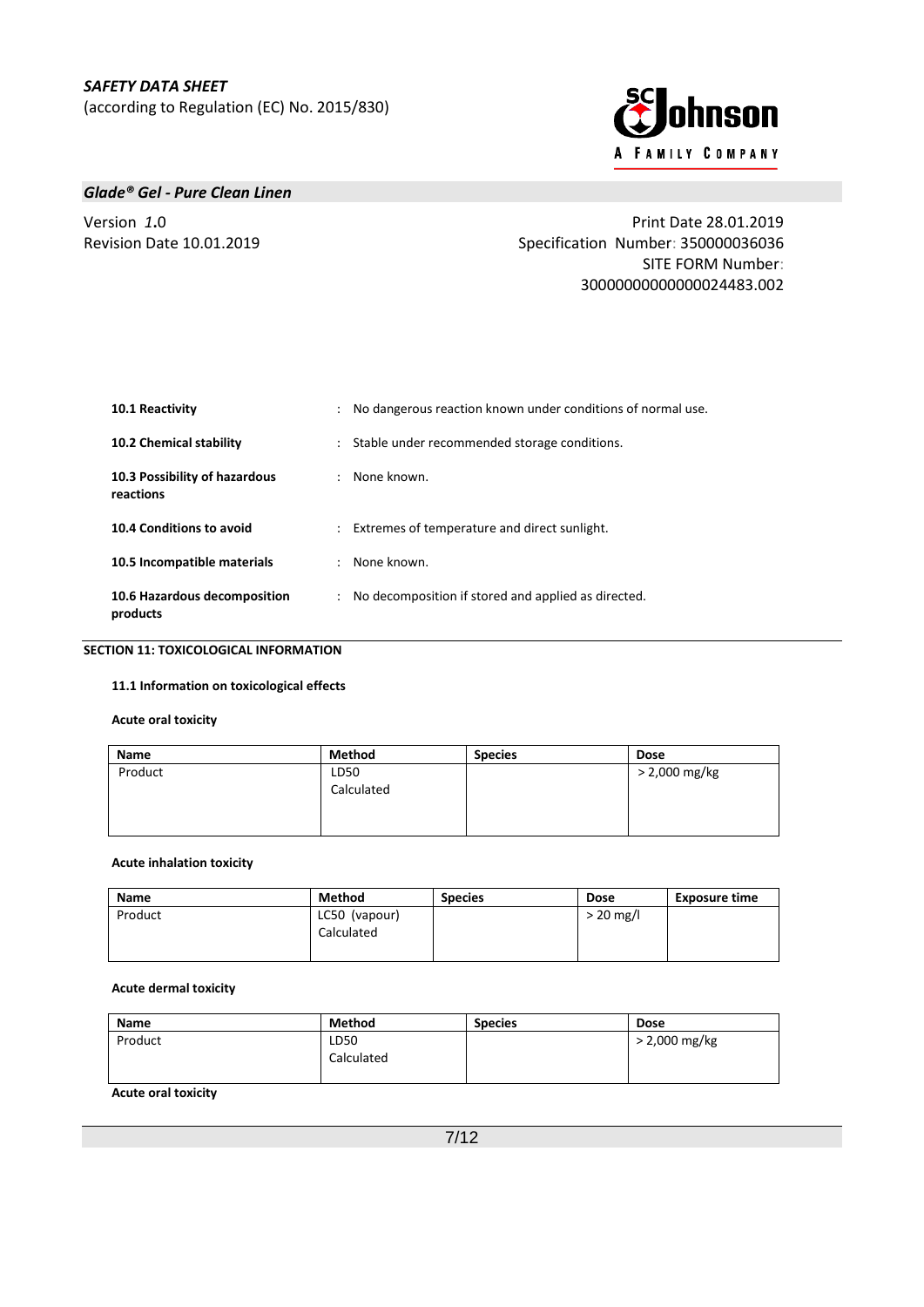| | | |
|---|---|---|
| **10.1 Reactivity** | : | No dangerous reaction known under conditions of normal use. |
| **10.2 Chemical stability** | : | Stable under recommended storage conditions. |
| **10.3 Possibility of hazardous reactions** | : | None known. |
| **10.4 Conditions to avoid** | : | Extremes of temperature and direct sunlight. |
| **10.5 Incompatible materials** | : | None known. |
| **10.6 Hazardous decomposition products** | : | No decomposition if stored and applied as directed. |

## SECTION 11: TOXICOLOGICAL INFORMATION

### 11.1 Information on toxicological effects

**Acute oral toxicity**

| Name | Method | Species | Dose |
|---|---|---|---|
| Product | LD50 Calculated | | > 2,000 mg/kg |

**Acute inhalation toxicity**

| Name | Method | Species | Dose | Exposure time |
|---|---|---|---|---|
| Product | LC50 (vapour) Calculated | | > 20 mg/l | |

**Acute dermal toxicity**

| Name | Method | Species | Dose |
|---|---|---|---|
| Product | LD50 Calculated | | > 2,000 mg/kg |

**Acute oral toxicity**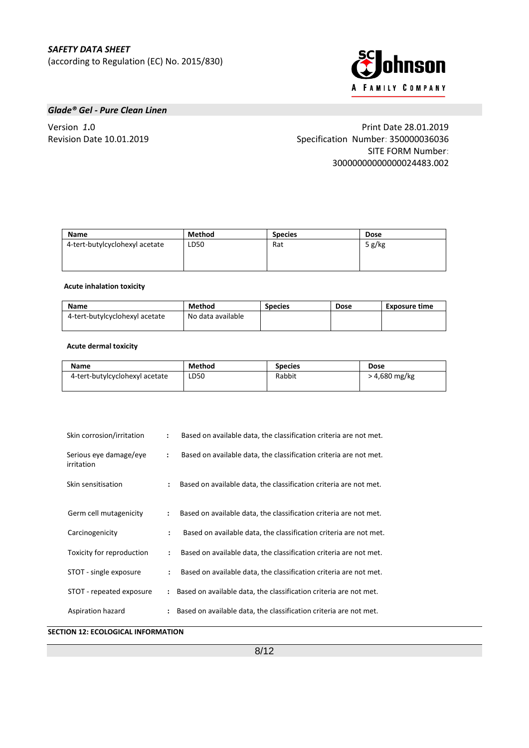| Name | Method | Species | Dose |
|---|---|---|---|
| 4-tert-butylcyclohexyl acetate | LD50 | Rat | 5 g/kg |

**Acute inhalation toxicity**

| Name | Method | Species | Dose | Exposure time |
|---|---|---|---|---|
| 4-tert-butylcyclohexyl acetate | No data available | | | |

**Acute dermal toxicity**

| Name | Method | Species | Dose |
|---|---|---|---|
| 4-tert-butylcyclohexyl acetate | LD50 | Rabbit | > 4,680 mg/kg |

Skin corrosion/irritation : Based on available data, the classification criteria are not met.

Serious eye damage/eye irritation : Based on available data, the classification criteria are not met.

Skin sensitisation : Based on available data, the classification criteria are not met.

Germ cell mutagenicity : Based on available data, the classification criteria are not met.

Carcinogenicity : Based on available data, the classification criteria are not met.

Toxicity for reproduction : Based on available data, the classification criteria are not met.

STOT - single exposure : Based on available data, the classification criteria are not met.

STOT - repeated exposure : Based on available data, the classification criteria are not met.

Aspiration hazard : Based on available data, the classification criteria are not met.

## SECTION 12: ECOLOGICAL INFORMATION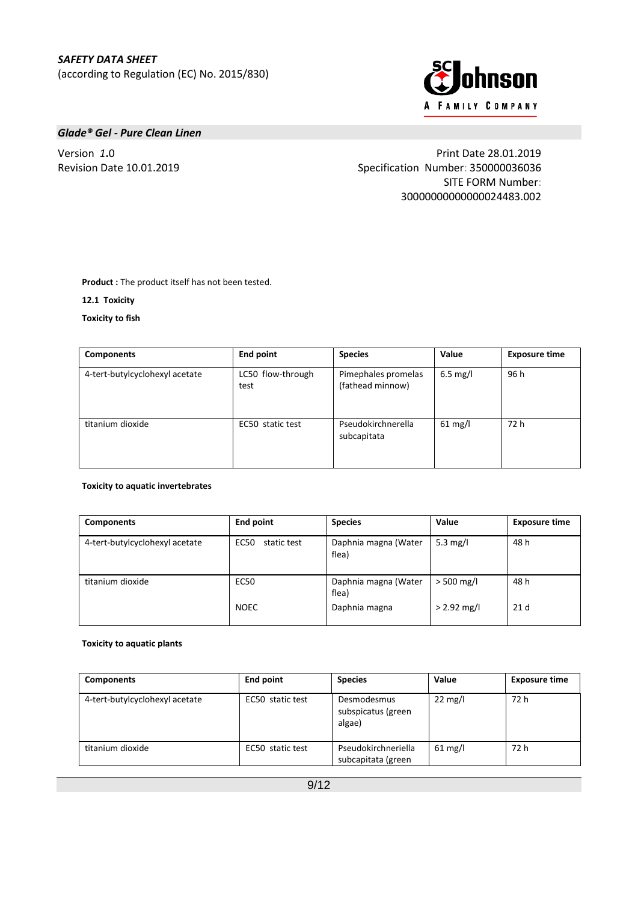**Product :** The product itself has not been tested.

**12.1 Toxicity**

**Toxicity to fish**

| Components | End point | Species | Value | Exposure time |
|---|---|---|---|---|
| 4-tert-butylcyclohexyl acetate | LC50 flow-through test | Pimephales promelas (fathead minnow) | 6.5 mg/l | 96 h |
| titanium dioxide | EC50 static test | Pseudokirchnerella subcapitata | 61 mg/l | 72 h |

**Toxicity to aquatic invertebrates**

| Components | End point | Species | Value | Exposure time |
|---|---|---|---|---|
| 4-tert-butylcyclohexyl acetate | EC50 static test | Daphnia magna (Water flea) | 5.3 mg/l | 48 h |
| titanium dioxide | EC50 | Daphnia magna (Water flea) | > 500 mg/l | 48 h |
| | NOEC | Daphnia magna | > 2.92 mg/l | 21 d |

**Toxicity to aquatic plants**

| Components | End point | Species | Value | Exposure time |
|---|---|---|---|---|
| 4-tert-butylcyclohexyl acetate | EC50 static test | Desmodesmus subspicatus (green algae) | 22 mg/l | 72 h |
| titanium dioxide | EC50 static test | Pseudokirchneriella subcapitata (green | 61 mg/l | 72 h |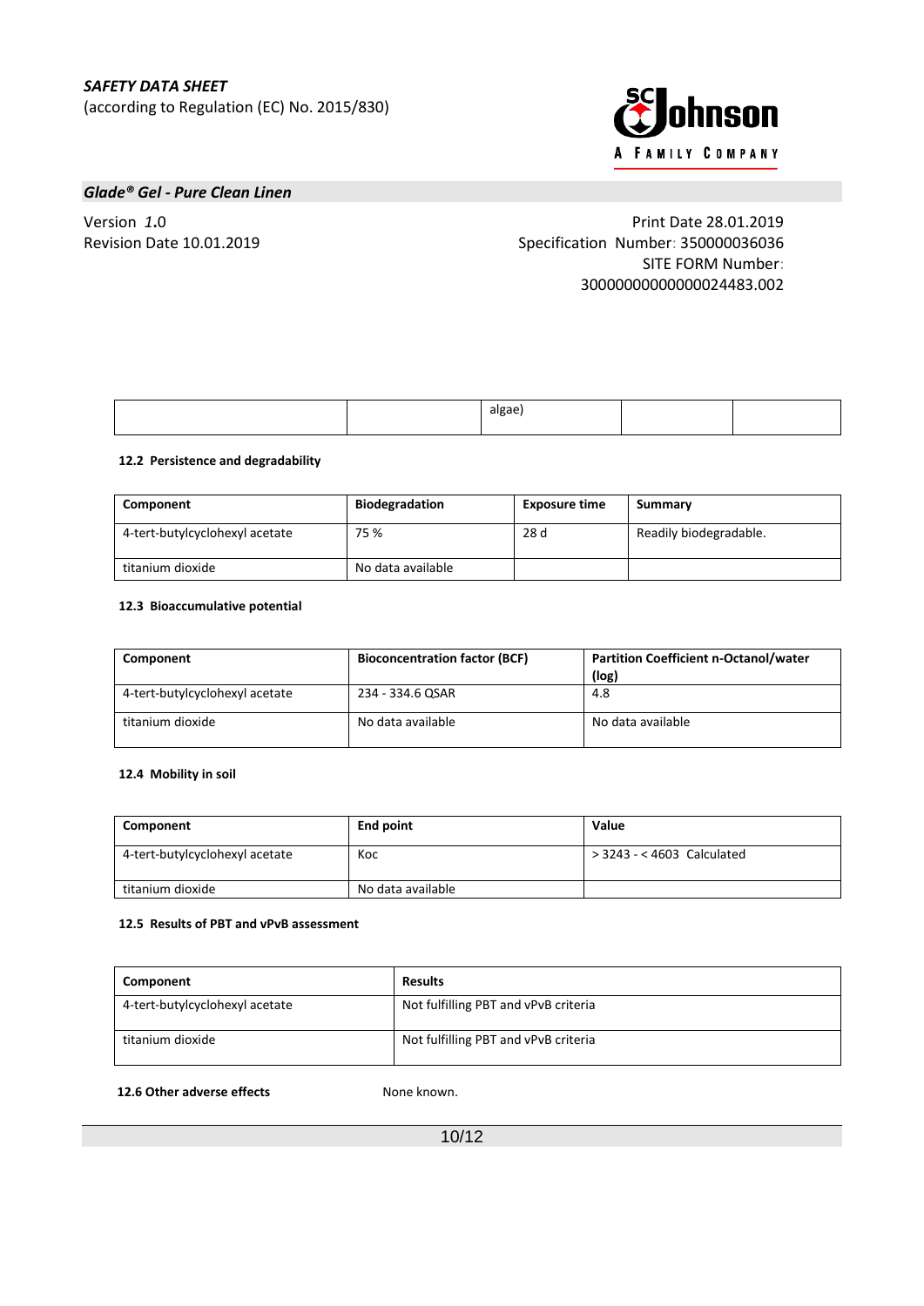| | | algae) | | |
|---|---|---|---|---|

#### 12.2 Persistence and degradability

| Component | Biodegradation | Exposure time | Summary |
|---|---|---|---|
| 4-tert-butylcyclohexyl acetate | 75 % | 28 d | Readily biodegradable. |
| titanium dioxide | No data available | | |

#### 12.3 Bioaccumulative potential

| Component | Bioconcentration factor (BCF) | Partition Coefficient n-Octanol/water (log) |
|---|---|---|
| 4-tert-butylcyclohexyl acetate | 234 - 334.6 QSAR | 4.8 |
| titanium dioxide | No data available | No data available |

#### 12.4 Mobility in soil

| Component | End point | Value |
|---|---|---|
| 4-tert-butylcyclohexyl acetate | Koc | > 3243 - < 4603 Calculated |
| titanium dioxide | No data available | |

#### 12.5 Results of PBT and vPvB assessment

| Component | Results |
|---|---|
| 4-tert-butylcyclohexyl acetate | Not fulfilling PBT and vPvB criteria |
| titanium dioxide | Not fulfilling PBT and vPvB criteria |

**12.6 Other adverse effects** None known.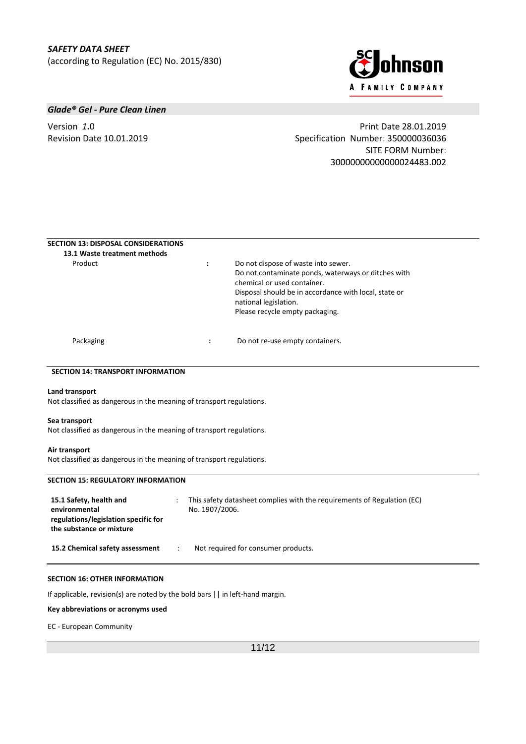## SECTION 13: DISPOSAL CONSIDERATIONS

### 13.1 Waste treatment methods

| | | |
|---|---|---|
| Product | : | Do not dispose of waste into sewer.<br>Do not contaminate ponds, waterways or ditches with chemical or used container.<br>Disposal should be in accordance with local, state or national legislation.<br>Please recycle empty packaging. |
| Packaging | : | Do not re-use empty containers. |

## SECTION 14: TRANSPORT INFORMATION

**Land transport**
Not classified as dangerous in the meaning of transport regulations.

**Sea transport**
Not classified as dangerous in the meaning of transport regulations.

**Air transport**
Not classified as dangerous in the meaning of transport regulations.

## SECTION 15: REGULATORY INFORMATION

| | | |
|---|---|---|
| **15.1 Safety, health and environmental regulations/legislation specific for the substance or mixture** | : | This safety datasheet complies with the requirements of Regulation (EC) No. 1907/2006. |
| **15.2 Chemical safety assessment** | : | Not required for consumer products. |

## SECTION 16: OTHER INFORMATION

If applicable, revision(s) are noted by the bold bars || in left-hand margin.

**Key abbreviations or acronyms used**

EC - European Community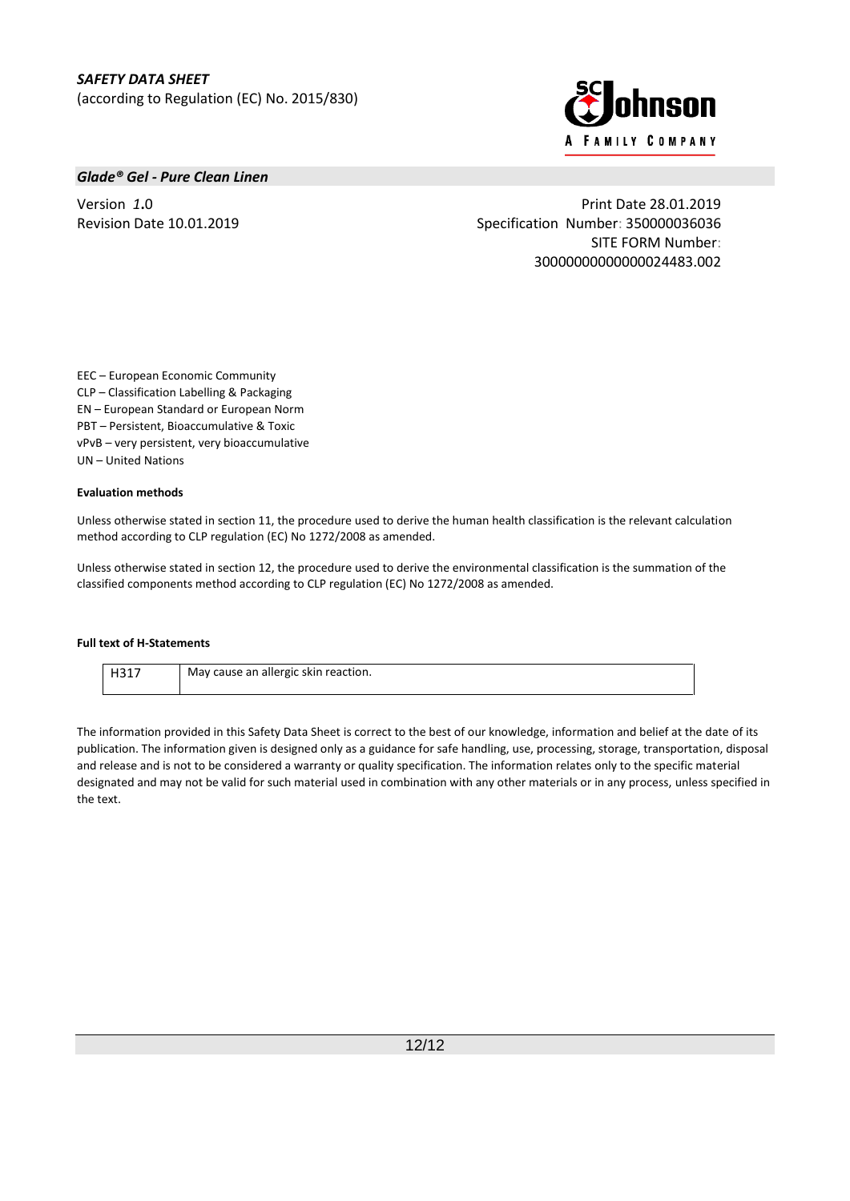EEC – European Economic Community
CLP – Classification Labelling & Packaging
EN – European Standard or European Norm
PBT – Persistent, Bioaccumulative & Toxic
vPvB – very persistent, very bioaccumulative
UN – United Nations

**Evaluation methods**

Unless otherwise stated in section 11, the procedure used to derive the human health classification is the relevant calculation method according to CLP regulation (EC) No 1272/2008 as amended.

Unless otherwise stated in section 12, the procedure used to derive the environmental classification is the summation of the classified components method according to CLP regulation (EC) No 1272/2008 as amended.

**Full text of H-Statements**

| | |
|---|---|
| H317 | May cause an allergic skin reaction. |

The information provided in this Safety Data Sheet is correct to the best of our knowledge, information and belief at the date of its publication. The information given is designed only as a guidance for safe handling, use, processing, storage, transportation, disposal and release and is not to be considered a warranty or quality specification. The information relates only to the specific material designated and may not be valid for such material used in combination with any other materials or in any process, unless specified in the text.